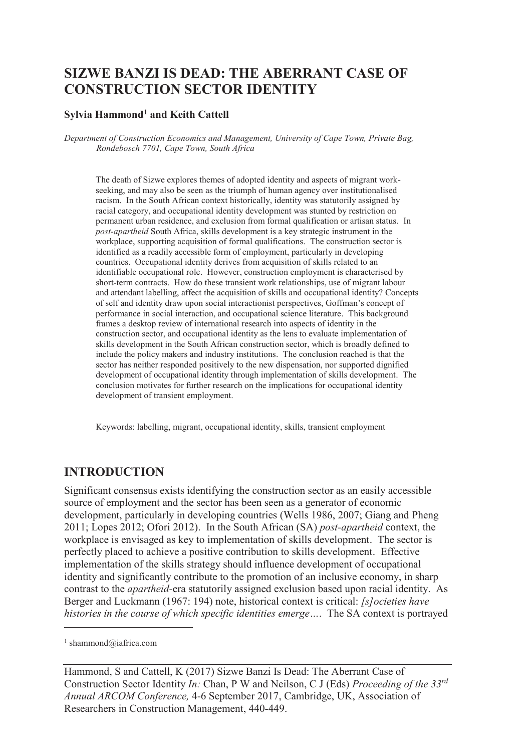# SIZWE BANZI IS DEAD: THE ABERRANT CASE OF CONSTRUCTION SECTOR IDENTITY

**Sylvia Hammond[1] and Keith Cattell**

*Department of Construction Economics and Management, University of Cape Town, Private Bag, Rondebosch 7701, Cape Town, South Africa*

The death of Sizwe explores themes of adopted identity and aspects of migrant work-seeking, and may also be seen as the triumph of human agency over institutionalised racism. In the South African context historically, identity was statutorily assigned by racial category, and occupational identity development was stunted by restriction on permanent urban residence, and exclusion from formal qualification or artisan status. In *post-apartheid* South Africa, skills development is a key strategic instrument in the workplace, supporting acquisition of formal qualifications. The construction sector is identified as a readily accessible form of employment, particularly in developing countries. Occupational identity derives from acquisition of skills related to an identifiable occupational role. However, construction employment is characterised by short-term contracts. How do these transient work relationships, use of migrant labour and attendant labelling, affect the acquisition of skills and occupational identity? Concepts of self and identity draw upon social interactionist perspectives, Goffman's concept of performance in social interaction, and occupational science literature. This background frames a desktop review of international research into aspects of identity in the construction sector, and occupational identity as the lens to evaluate implementation of skills development in the South African construction sector, which is broadly defined to include the policy makers and industry institutions. The conclusion reached is that the sector has neither responded positively to the new dispensation, nor supported dignified development of occupational identity through implementation of skills development. The conclusion motivates for further research on the implications for occupational identity development of transient employment.

Keywords: labelling, migrant, occupational identity, skills, transient employment

## INTRODUCTION

Significant consensus exists identifying the construction sector as an easily accessible source of employment and the sector has been seen as a generator of economic development, particularly in developing countries (Wells 1986, 2007; Giang and Pheng 2011; Lopes 2012; Ofori 2012). In the South African (SA) *post-apartheid* context, the workplace is envisaged as key to implementation of skills development. The sector is perfectly placed to achieve a positive contribution to skills development. Effective implementation of the skills strategy should influence development of occupational identity and significantly contribute to the promotion of an inclusive economy, in sharp contrast to the *apartheid*-era statutorily assigned exclusion based upon racial identity. As Berger and Luckmann (1967: 194) note, historical context is critical: *[s]ocieties have histories in the course of which specific identities emerge…*. The SA context is portrayed

[1] shammond@iafrica.com

Hammond, S and Cattell, K (2017) Sizwe Banzi Is Dead: The Aberrant Case of Construction Sector Identity *In:* Chan, P W and Neilson, C J (Eds) *Proceeding of the 33rd Annual ARCOM Conference,* 4-6 September 2017, Cambridge, UK, Association of Researchers in Construction Management, 440-449.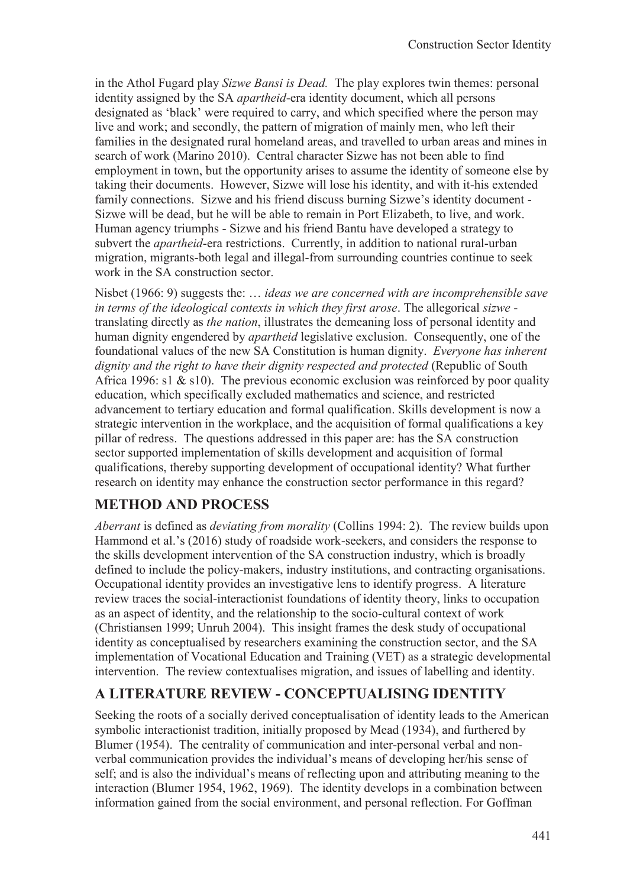in the Athol Fugard play *Sizwe Bansi is Dead.* The play explores twin themes: personal identity assigned by the SA *apartheid*-era identity document, which all persons designated as 'black' were required to carry, and which specified where the person may live and work; and secondly, the pattern of migration of mainly men, who left their families in the designated rural homeland areas, and travelled to urban areas and mines in search of work (Marino 2010). Central character Sizwe has not been able to find employment in town, but the opportunity arises to assume the identity of someone else by taking their documents. However, Sizwe will lose his identity, and with it-his extended family connections. Sizwe and his friend discuss burning Sizwe's identity document - Sizwe will be dead, but he will be able to remain in Port Elizabeth, to live, and work. Human agency triumphs - Sizwe and his friend Bantu have developed a strategy to subvert the *apartheid*-era restrictions. Currently, in addition to national rural-urban migration, migrants-both legal and illegal-from surrounding countries continue to seek work in the SA construction sector.

Nisbet (1966: 9) suggests the: … *ideas we are concerned with are incomprehensible save in terms of the ideological contexts in which they first arose*. The allegorical *sizwe* - translating directly as *the nation*, illustrates the demeaning loss of personal identity and human dignity engendered by *apartheid* legislative exclusion. Consequently, one of the foundational values of the new SA Constitution is human dignity. *Everyone has inherent dignity and the right to have their dignity respected and protected* (Republic of South Africa 1996: s1 & s10). The previous economic exclusion was reinforced by poor quality education, which specifically excluded mathematics and science, and restricted advancement to tertiary education and formal qualification. Skills development is now a strategic intervention in the workplace, and the acquisition of formal qualifications a key pillar of redress. The questions addressed in this paper are: has the SA construction sector supported implementation of skills development and acquisition of formal qualifications, thereby supporting development of occupational identity? What further research on identity may enhance the construction sector performance in this regard?

## METHOD AND PROCESS

*Aberrant* is defined as *deviating from morality* (Collins 1994: 2). The review builds upon Hammond et al.'s (2016) study of roadside work-seekers, and considers the response to the skills development intervention of the SA construction industry, which is broadly defined to include the policy-makers, industry institutions, and contracting organisations. Occupational identity provides an investigative lens to identify progress. A literature review traces the social-interactionist foundations of identity theory, links to occupation as an aspect of identity, and the relationship to the socio-cultural context of work (Christiansen 1999; Unruh 2004). This insight frames the desk study of occupational identity as conceptualised by researchers examining the construction sector, and the SA implementation of Vocational Education and Training (VET) as a strategic developmental intervention. The review contextualises migration, and issues of labelling and identity.

## A LITERATURE REVIEW - CONCEPTUALISING IDENTITY

Seeking the roots of a socially derived conceptualisation of identity leads to the American symbolic interactionist tradition, initially proposed by Mead (1934), and furthered by Blumer (1954). The centrality of communication and inter-personal verbal and non-verbal communication provides the individual's means of developing her/his sense of self; and is also the individual's means of reflecting upon and attributing meaning to the interaction (Blumer 1954, 1962, 1969). The identity develops in a combination between information gained from the social environment, and personal reflection. For Goffman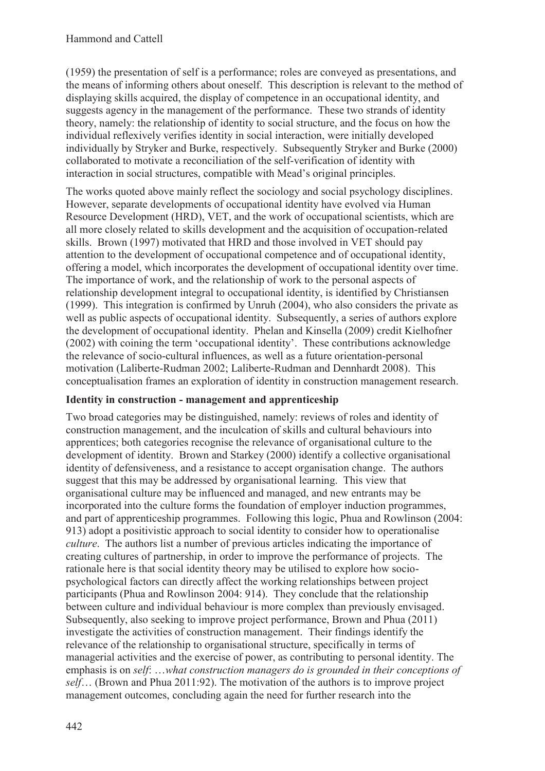(1959) the presentation of self is a performance; roles are conveyed as presentations, and the means of informing others about oneself. This description is relevant to the method of displaying skills acquired, the display of competence in an occupational identity, and suggests agency in the management of the performance. These two strands of identity theory, namely: the relationship of identity to social structure, and the focus on how the individual reflexively verifies identity in social interaction, were initially developed individually by Stryker and Burke, respectively. Subsequently Stryker and Burke (2000) collaborated to motivate a reconciliation of the self-verification of identity with interaction in social structures, compatible with Mead's original principles.

The works quoted above mainly reflect the sociology and social psychology disciplines. However, separate developments of occupational identity have evolved via Human Resource Development (HRD), VET, and the work of occupational scientists, which are all more closely related to skills development and the acquisition of occupation-related skills. Brown (1997) motivated that HRD and those involved in VET should pay attention to the development of occupational competence and of occupational identity, offering a model, which incorporates the development of occupational identity over time. The importance of work, and the relationship of work to the personal aspects of relationship development integral to occupational identity, is identified by Christiansen (1999). This integration is confirmed by Unruh (2004), who also considers the private as well as public aspects of occupational identity. Subsequently, a series of authors explore the development of occupational identity. Phelan and Kinsella (2009) credit Kielhofner (2002) with coining the term 'occupational identity'. These contributions acknowledge the relevance of socio-cultural influences, as well as a future orientation-personal motivation (Laliberte-Rudman 2002; Laliberte-Rudman and Dennhardt 2008). This conceptualisation frames an exploration of identity in construction management research.

### Identity in construction - management and apprenticeship

Two broad categories may be distinguished, namely: reviews of roles and identity of construction management, and the inculcation of skills and cultural behaviours into apprentices; both categories recognise the relevance of organisational culture to the development of identity. Brown and Starkey (2000) identify a collective organisational identity of defensiveness, and a resistance to accept organisation change. The authors suggest that this may be addressed by organisational learning. This view that organisational culture may be influenced and managed, and new entrants may be incorporated into the culture forms the foundation of employer induction programmes, and part of apprenticeship programmes. Following this logic, Phua and Rowlinson (2004: 913) adopt a positivistic approach to social identity to consider how to operationalise *culture*. The authors list a number of previous articles indicating the importance of creating cultures of partnership, in order to improve the performance of projects. The rationale here is that social identity theory may be utilised to explore how socio-psychological factors can directly affect the working relationships between project participants (Phua and Rowlinson 2004: 914). They conclude that the relationship between culture and individual behaviour is more complex than previously envisaged. Subsequently, also seeking to improve project performance, Brown and Phua (2011) investigate the activities of construction management. Their findings identify the relevance of the relationship to organisational structure, specifically in terms of managerial activities and the exercise of power, as contributing to personal identity. The emphasis is on *self*: *…what construction managers do is grounded in their conceptions of self…* (Brown and Phua 2011:92). The motivation of the authors is to improve project management outcomes, concluding again the need for further research into the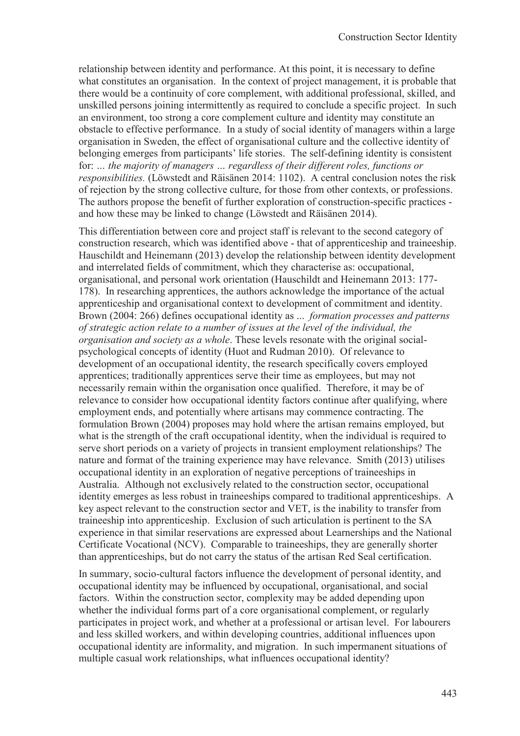relationship between identity and performance. At this point, it is necessary to define what constitutes an organisation. In the context of project management, it is probable that there would be a continuity of core complement, with additional professional, skilled, and unskilled persons joining intermittently as required to conclude a specific project. In such an environment, too strong a core complement culture and identity may constitute an obstacle to effective performance. In a study of social identity of managers within a large organisation in Sweden, the effect of organisational culture and the collective identity of belonging emerges from participants' life stories. The self-defining identity is consistent for: *... the majority of managers … regardless of their different roles, functions or responsibilities.* (Löwstedt and Räisänen 2014: 1102). A central conclusion notes the risk of rejection by the strong collective culture, for those from other contexts, or professions. The authors propose the benefit of further exploration of construction-specific practices - and how these may be linked to change (Löwstedt and Räisänen 2014).

This differentiation between core and project staff is relevant to the second category of construction research, which was identified above - that of apprenticeship and traineeship. Hauschildt and Heinemann (2013) develop the relationship between identity development and interrelated fields of commitment, which they characterise as: occupational, organisational, and personal work orientation (Hauschildt and Heinemann 2013: 177-178). In researching apprentices, the authors acknowledge the importance of the actual apprenticeship and organisational context to development of commitment and identity. Brown (2004: 266) defines occupational identity as *... formation processes and patterns of strategic action relate to a number of issues at the level of the individual, the organisation and society as a whole*. These levels resonate with the original social-psychological concepts of identity (Huot and Rudman 2010). Of relevance to development of an occupational identity, the research specifically covers employed apprentices; traditionally apprentices serve their time as employees, but may not necessarily remain within the organisation once qualified. Therefore, it may be of relevance to consider how occupational identity factors continue after qualifying, where employment ends, and potentially where artisans may commence contracting. The formulation Brown (2004) proposes may hold where the artisan remains employed, but what is the strength of the craft occupational identity, when the individual is required to serve short periods on a variety of projects in transient employment relationships? The nature and format of the training experience may have relevance. Smith (2013) utilises occupational identity in an exploration of negative perceptions of traineeships in Australia. Although not exclusively related to the construction sector, occupational identity emerges as less robust in traineeships compared to traditional apprenticeships. A key aspect relevant to the construction sector and VET, is the inability to transfer from traineeship into apprenticeship. Exclusion of such articulation is pertinent to the SA experience in that similar reservations are expressed about Learnerships and the National Certificate Vocational (NCV). Comparable to traineeships, they are generally shorter than apprenticeships, but do not carry the status of the artisan Red Seal certification.

In summary, socio-cultural factors influence the development of personal identity, and occupational identity may be influenced by occupational, organisational, and social factors. Within the construction sector, complexity may be added depending upon whether the individual forms part of a core organisational complement, or regularly participates in project work, and whether at a professional or artisan level. For labourers and less skilled workers, and within developing countries, additional influences upon occupational identity are informality, and migration. In such impermanent situations of multiple casual work relationships, what influences occupational identity?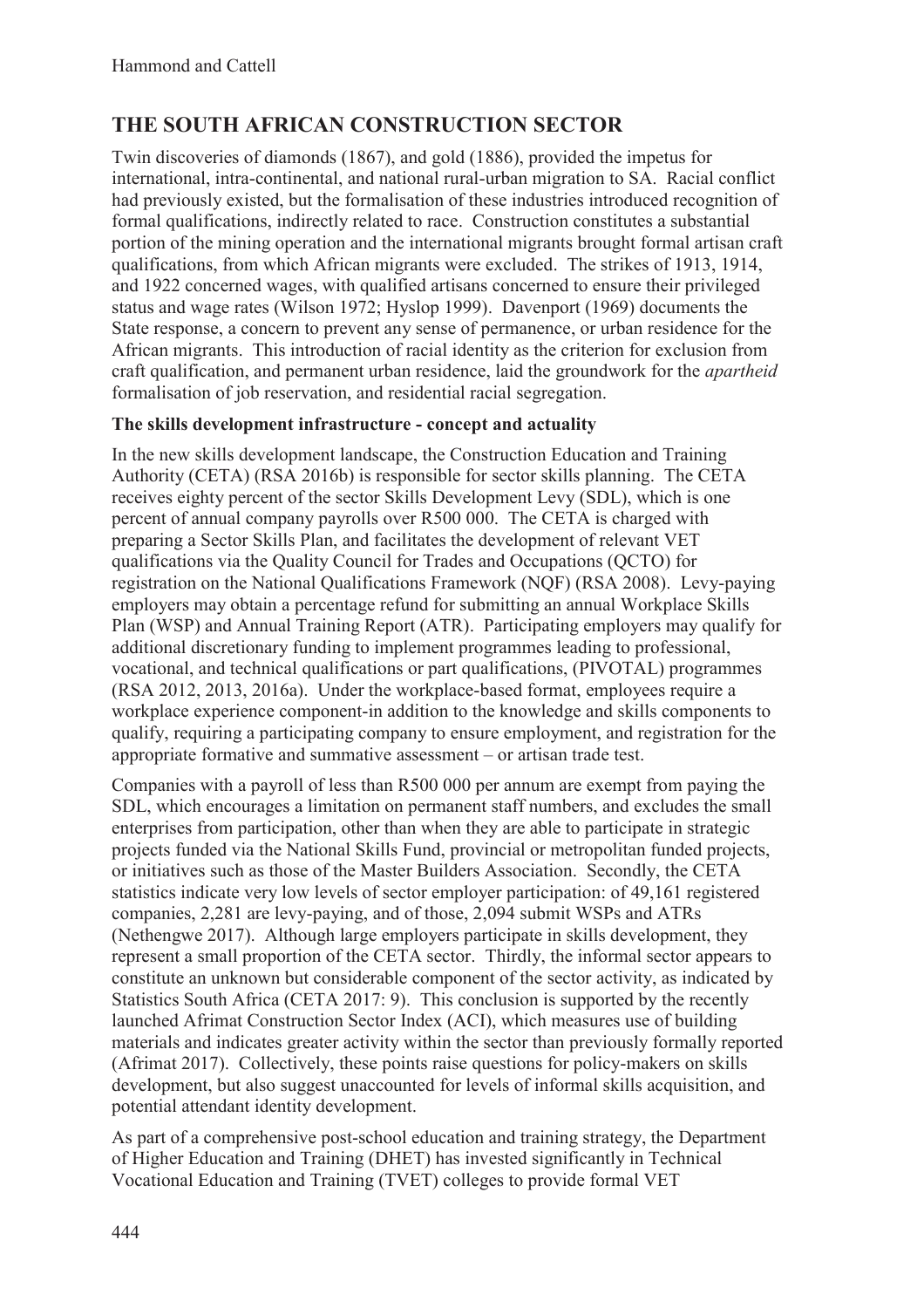## THE SOUTH AFRICAN CONSTRUCTION SECTOR

Twin discoveries of diamonds (1867), and gold (1886), provided the impetus for international, intra-continental, and national rural-urban migration to SA. Racial conflict had previously existed, but the formalisation of these industries introduced recognition of formal qualifications, indirectly related to race. Construction constitutes a substantial portion of the mining operation and the international migrants brought formal artisan craft qualifications, from which African migrants were excluded. The strikes of 1913, 1914, and 1922 concerned wages, with qualified artisans concerned to ensure their privileged status and wage rates (Wilson 1972; Hyslop 1999). Davenport (1969) documents the State response, a concern to prevent any sense of permanence, or urban residence for the African migrants. This introduction of racial identity as the criterion for exclusion from craft qualification, and permanent urban residence, laid the groundwork for the *apartheid* formalisation of job reservation, and residential racial segregation.

### The skills development infrastructure - concept and actuality

In the new skills development landscape, the Construction Education and Training Authority (CETA) (RSA 2016b) is responsible for sector skills planning. The CETA receives eighty percent of the sector Skills Development Levy (SDL), which is one percent of annual company payrolls over R500 000. The CETA is charged with preparing a Sector Skills Plan, and facilitates the development of relevant VET qualifications via the Quality Council for Trades and Occupations (QCTO) for registration on the National Qualifications Framework (NQF) (RSA 2008). Levy-paying employers may obtain a percentage refund for submitting an annual Workplace Skills Plan (WSP) and Annual Training Report (ATR). Participating employers may qualify for additional discretionary funding to implement programmes leading to professional, vocational, and technical qualifications or part qualifications, (PIVOTAL) programmes (RSA 2012, 2013, 2016a). Under the workplace-based format, employees require a workplace experience component-in addition to the knowledge and skills components to qualify, requiring a participating company to ensure employment, and registration for the appropriate formative and summative assessment – or artisan trade test.

Companies with a payroll of less than R500 000 per annum are exempt from paying the SDL, which encourages a limitation on permanent staff numbers, and excludes the small enterprises from participation, other than when they are able to participate in strategic projects funded via the National Skills Fund, provincial or metropolitan funded projects, or initiatives such as those of the Master Builders Association. Secondly, the CETA statistics indicate very low levels of sector employer participation: of 49,161 registered companies, 2,281 are levy-paying, and of those, 2,094 submit WSPs and ATRs (Nethengwe 2017). Although large employers participate in skills development, they represent a small proportion of the CETA sector. Thirdly, the informal sector appears to constitute an unknown but considerable component of the sector activity, as indicated by Statistics South Africa (CETA 2017: 9). This conclusion is supported by the recently launched Afrimat Construction Sector Index (ACI), which measures use of building materials and indicates greater activity within the sector than previously formally reported (Afrimat 2017). Collectively, these points raise questions for policy-makers on skills development, but also suggest unaccounted for levels of informal skills acquisition, and potential attendant identity development.

As part of a comprehensive post-school education and training strategy, the Department of Higher Education and Training (DHET) has invested significantly in Technical Vocational Education and Training (TVET) colleges to provide formal VET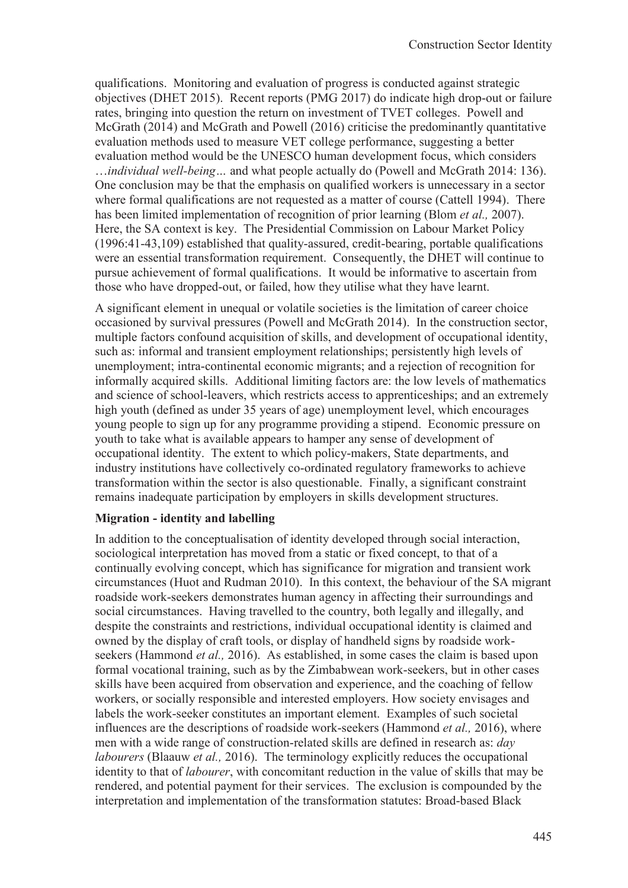qualifications. Monitoring and evaluation of progress is conducted against strategic objectives (DHET 2015). Recent reports (PMG 2017) do indicate high drop-out or failure rates, bringing into question the return on investment of TVET colleges. Powell and McGrath (2014) and McGrath and Powell (2016) criticise the predominantly quantitative evaluation methods used to measure VET college performance, suggesting a better evaluation method would be the UNESCO human development focus, which considers …*individual well-being*… and what people actually do (Powell and McGrath 2014: 136). One conclusion may be that the emphasis on qualified workers is unnecessary in a sector where formal qualifications are not requested as a matter of course (Cattell 1994). There has been limited implementation of recognition of prior learning (Blom *et al.,* 2007). Here, the SA context is key. The Presidential Commission on Labour Market Policy (1996:41-43,109) established that quality-assured, credit-bearing, portable qualifications were an essential transformation requirement. Consequently, the DHET will continue to pursue achievement of formal qualifications. It would be informative to ascertain from those who have dropped-out, or failed, how they utilise what they have learnt.

A significant element in unequal or volatile societies is the limitation of career choice occasioned by survival pressures (Powell and McGrath 2014). In the construction sector, multiple factors confound acquisition of skills, and development of occupational identity, such as: informal and transient employment relationships; persistently high levels of unemployment; intra-continental economic migrants; and a rejection of recognition for informally acquired skills. Additional limiting factors are: the low levels of mathematics and science of school-leavers, which restricts access to apprenticeships; and an extremely high youth (defined as under 35 years of age) unemployment level, which encourages young people to sign up for any programme providing a stipend. Economic pressure on youth to take what is available appears to hamper any sense of development of occupational identity. The extent to which policy-makers, State departments, and industry institutions have collectively co-ordinated regulatory frameworks to achieve transformation within the sector is also questionable. Finally, a significant constraint remains inadequate participation by employers in skills development structures.

**Migration - identity and labelling**

In addition to the conceptualisation of identity developed through social interaction, sociological interpretation has moved from a static or fixed concept, to that of a continually evolving concept, which has significance for migration and transient work circumstances (Huot and Rudman 2010). In this context, the behaviour of the SA migrant roadside work-seekers demonstrates human agency in affecting their surroundings and social circumstances. Having travelled to the country, both legally and illegally, and despite the constraints and restrictions, individual occupational identity is claimed and owned by the display of craft tools, or display of handheld signs by roadside work-seekers (Hammond *et al.,* 2016). As established, in some cases the claim is based upon formal vocational training, such as by the Zimbabwean work-seekers, but in other cases skills have been acquired from observation and experience, and the coaching of fellow workers, or socially responsible and interested employers. How society envisages and labels the work-seeker constitutes an important element. Examples of such societal influences are the descriptions of roadside work-seekers (Hammond *et al.,* 2016), where men with a wide range of construction-related skills are defined in research as: *day labourers* (Blaauw *et al.,* 2016). The terminology explicitly reduces the occupational identity to that of *labourer*, with concomitant reduction in the value of skills that may be rendered, and potential payment for their services. The exclusion is compounded by the interpretation and implementation of the transformation statutes: Broad-based Black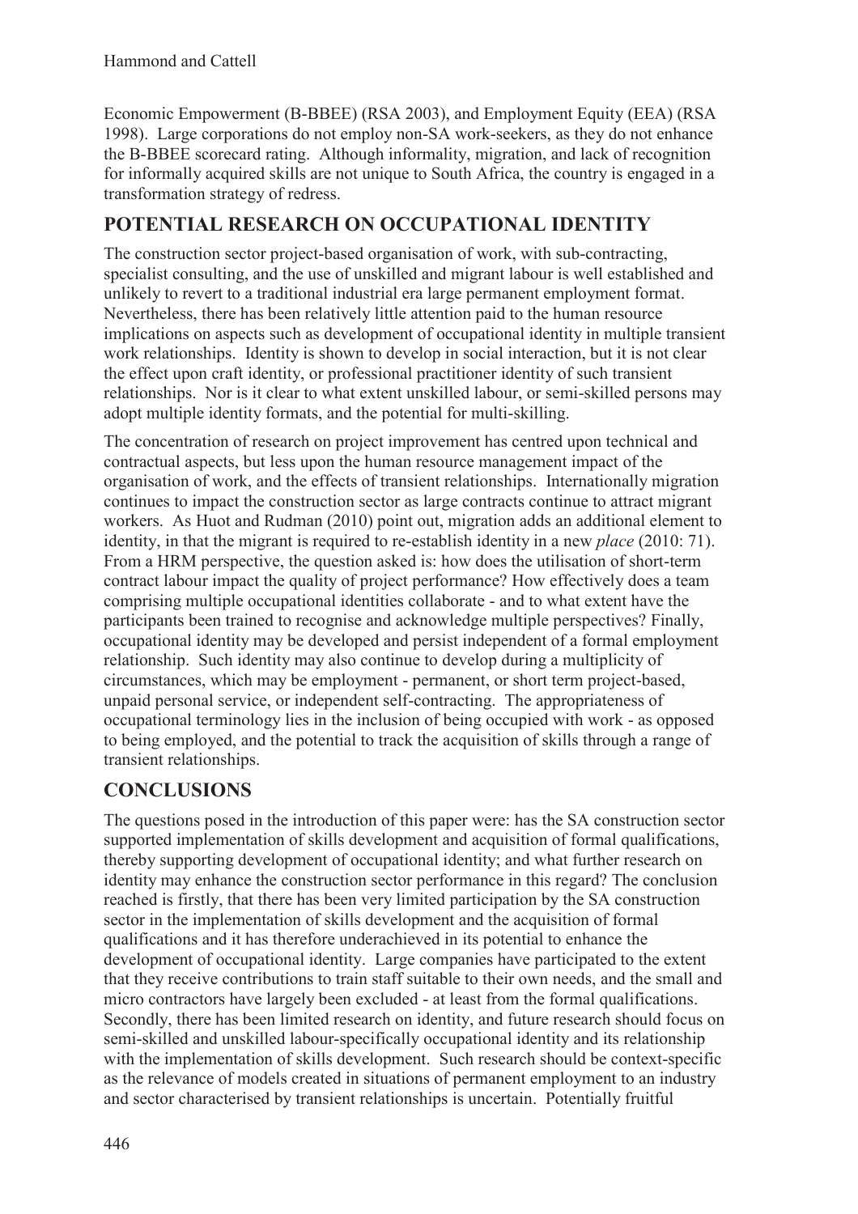Economic Empowerment (B-BBEE) (RSA 2003), and Employment Equity (EEA) (RSA 1998). Large corporations do not employ non-SA work-seekers, as they do not enhance the B-BBEE scorecard rating. Although informality, migration, and lack of recognition for informally acquired skills are not unique to South Africa, the country is engaged in a transformation strategy of redress.

## POTENTIAL RESEARCH ON OCCUPATIONAL IDENTITY

The construction sector project-based organisation of work, with sub-contracting, specialist consulting, and the use of unskilled and migrant labour is well established and unlikely to revert to a traditional industrial era large permanent employment format. Nevertheless, there has been relatively little attention paid to the human resource implications on aspects such as development of occupational identity in multiple transient work relationships. Identity is shown to develop in social interaction, but it is not clear the effect upon craft identity, or professional practitioner identity of such transient relationships. Nor is it clear to what extent unskilled labour, or semi-skilled persons may adopt multiple identity formats, and the potential for multi-skilling.

The concentration of research on project improvement has centred upon technical and contractual aspects, but less upon the human resource management impact of the organisation of work, and the effects of transient relationships. Internationally migration continues to impact the construction sector as large contracts continue to attract migrant workers. As Huot and Rudman (2010) point out, migration adds an additional element to identity, in that the migrant is required to re-establish identity in a new *place* (2010: 71). From a HRM perspective, the question asked is: how does the utilisation of short-term contract labour impact the quality of project performance? How effectively does a team comprising multiple occupational identities collaborate - and to what extent have the participants been trained to recognise and acknowledge multiple perspectives? Finally, occupational identity may be developed and persist independent of a formal employment relationship. Such identity may also continue to develop during a multiplicity of circumstances, which may be employment - permanent, or short term project-based, unpaid personal service, or independent self-contracting. The appropriateness of occupational terminology lies in the inclusion of being occupied with work - as opposed to being employed, and the potential to track the acquisition of skills through a range of transient relationships.

## CONCLUSIONS

The questions posed in the introduction of this paper were: has the SA construction sector supported implementation of skills development and acquisition of formal qualifications, thereby supporting development of occupational identity; and what further research on identity may enhance the construction sector performance in this regard? The conclusion reached is firstly, that there has been very limited participation by the SA construction sector in the implementation of skills development and the acquisition of formal qualifications and it has therefore underachieved in its potential to enhance the development of occupational identity. Large companies have participated to the extent that they receive contributions to train staff suitable to their own needs, and the small and micro contractors have largely been excluded - at least from the formal qualifications. Secondly, there has been limited research on identity, and future research should focus on semi-skilled and unskilled labour-specifically occupational identity and its relationship with the implementation of skills development. Such research should be context-specific as the relevance of models created in situations of permanent employment to an industry and sector characterised by transient relationships is uncertain. Potentially fruitful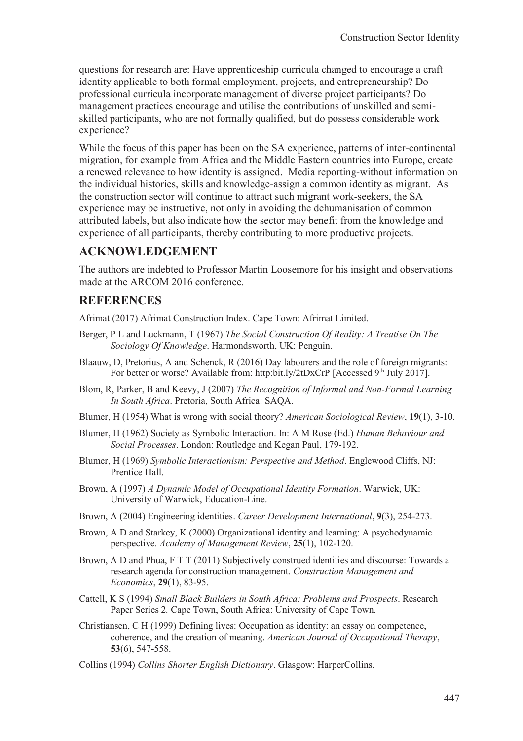questions for research are: Have apprenticeship curricula changed to encourage a craft identity applicable to both formal employment, projects, and entrepreneurship? Do professional curricula incorporate management of diverse project participants? Do management practices encourage and utilise the contributions of unskilled and semi-skilled participants, who are not formally qualified, but do possess considerable work experience?

While the focus of this paper has been on the SA experience, patterns of inter-continental migration, for example from Africa and the Middle Eastern countries into Europe, create a renewed relevance to how identity is assigned. Media reporting-without information on the individual histories, skills and knowledge-assign a common identity as migrant. As the construction sector will continue to attract such migrant work-seekers, the SA experience may be instructive, not only in avoiding the dehumanisation of common attributed labels, but also indicate how the sector may benefit from the knowledge and experience of all participants, thereby contributing to more productive projects.

## ACKNOWLEDGEMENT

The authors are indebted to Professor Martin Loosemore for his insight and observations made at the ARCOM 2016 conference.

## REFERENCES

Afrimat (2017) Afrimat Construction Index. Cape Town: Afrimat Limited.

Berger, P L and Luckmann, T (1967) *The Social Construction Of Reality: A Treatise On The Sociology Of Knowledge*. Harmondsworth, UK: Penguin.

Blaauw, D, Pretorius, A and Schenck, R (2016) Day labourers and the role of foreign migrants: For better or worse? Available from: http:bit.ly/2tDxCrP [Accessed 9th July 2017].

Blom, R, Parker, B and Keevy, J (2007) *The Recognition of Informal and Non-Formal Learning In South Africa*. Pretoria, South Africa: SAQA.

Blumer, H (1954) What is wrong with social theory? *American Sociological Review*, **19**(1), 3-10.

Blumer, H (1962) Society as Symbolic Interaction. In: A M Rose (Ed.) *Human Behaviour and Social Processes*. London: Routledge and Kegan Paul, 179-192.

Blumer, H (1969) *Symbolic Interactionism: Perspective and Method*. Englewood Cliffs, NJ: Prentice Hall.

Brown, A (1997) *A Dynamic Model of Occupational Identity Formation*. Warwick, UK: University of Warwick, Education-Line.

Brown, A (2004) Engineering identities. *Career Development International*, **9**(3), 254-273.

Brown, A D and Starkey, K (2000) Organizational identity and learning: A psychodynamic perspective. *Academy of Management Review*, **25**(1), 102-120.

Brown, A D and Phua, F T T (2011) Subjectively construed identities and discourse: Towards a research agenda for construction management. *Construction Management and Economics*, **29**(1), 83-95.

Cattell, K S (1994) *Small Black Builders in South Africa: Problems and Prospects*. Research Paper Series 2*.* Cape Town, South Africa: University of Cape Town.

Christiansen, C H (1999) Defining lives: Occupation as identity: an essay on competence, coherence, and the creation of meaning. *American Journal of Occupational Therapy*, **53**(6), 547-558.

Collins (1994) *Collins Shorter English Dictionary*. Glasgow: HarperCollins.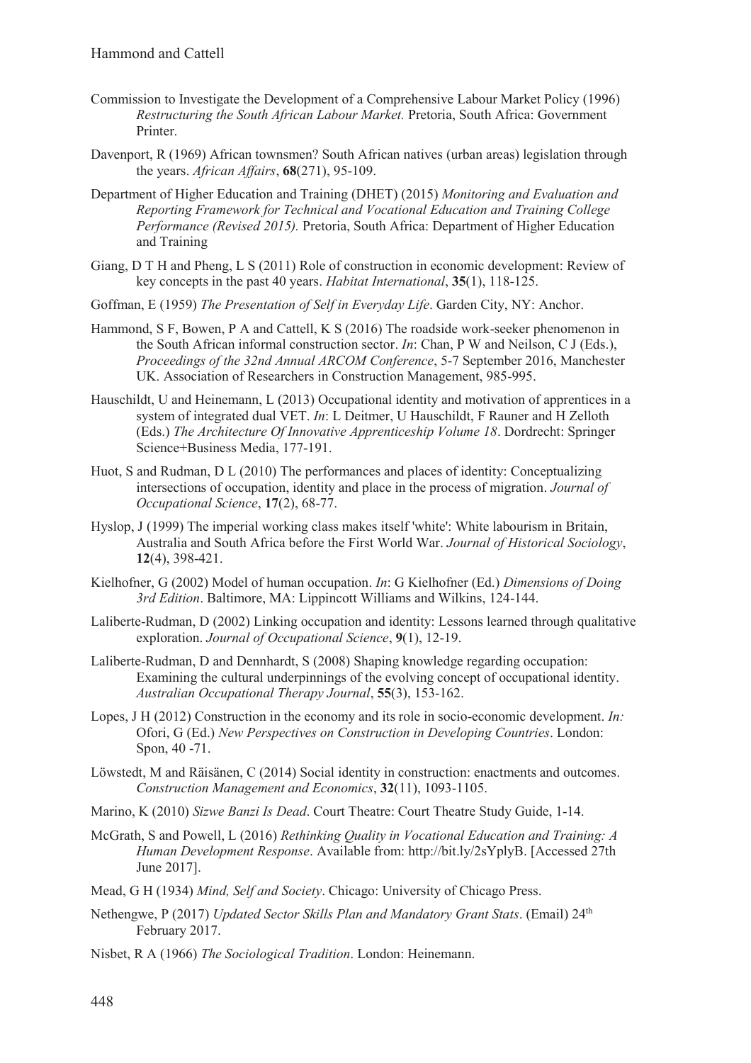Commission to Investigate the Development of a Comprehensive Labour Market Policy (1996) *Restructuring the South African Labour Market.* Pretoria, South Africa: Government Printer.

Davenport, R (1969) African townsmen? South African natives (urban areas) legislation through the years. *African Affairs*, **68**(271), 95-109.

Department of Higher Education and Training (DHET) (2015) *Monitoring and Evaluation and Reporting Framework for Technical and Vocational Education and Training College Performance (Revised 2015).* Pretoria, South Africa: Department of Higher Education and Training

Giang, D T H and Pheng, L S (2011) Role of construction in economic development: Review of key concepts in the past 40 years. *Habitat International*, **35**(1), 118-125.

Goffman, E (1959) *The Presentation of Self in Everyday Life*. Garden City, NY: Anchor.

Hammond, S F, Bowen, P A and Cattell, K S (2016) The roadside work-seeker phenomenon in the South African informal construction sector. *In*: Chan, P W and Neilson, C J (Eds.), *Proceedings of the 32nd Annual ARCOM Conference*, 5-7 September 2016, Manchester UK. Association of Researchers in Construction Management, 985-995.

Hauschildt, U and Heinemann, L (2013) Occupational identity and motivation of apprentices in a system of integrated dual VET. *In*: L Deitmer, U Hauschildt, F Rauner and H Zelloth (Eds.) *The Architecture Of Innovative Apprenticeship Volume 18*. Dordrecht: Springer Science+Business Media, 177-191.

Huot, S and Rudman, D L (2010) The performances and places of identity: Conceptualizing intersections of occupation, identity and place in the process of migration. *Journal of Occupational Science*, **17**(2), 68-77.

Hyslop, J (1999) The imperial working class makes itself 'white': White labourism in Britain, Australia and South Africa before the First World War. *Journal of Historical Sociology*, **12**(4), 398-421.

Kielhofner, G (2002) Model of human occupation. *In*: G Kielhofner (Ed.) *Dimensions of Doing 3rd Edition*. Baltimore, MA: Lippincott Williams and Wilkins, 124-144.

Laliberte-Rudman, D (2002) Linking occupation and identity: Lessons learned through qualitative exploration. *Journal of Occupational Science*, **9**(1), 12-19.

Laliberte-Rudman, D and Dennhardt, S (2008) Shaping knowledge regarding occupation: Examining the cultural underpinnings of the evolving concept of occupational identity. *Australian Occupational Therapy Journal*, **55**(3), 153-162.

Lopes, J H (2012) Construction in the economy and its role in socio-economic development. *In:* Ofori, G (Ed.) *New Perspectives on Construction in Developing Countries*. London: Spon, 40 -71.

Löwstedt, M and Räisänen, C (2014) Social identity in construction: enactments and outcomes. *Construction Management and Economics*, **32**(11), 1093-1105.

Marino, K (2010) *Sizwe Banzi Is Dead*. Court Theatre: Court Theatre Study Guide, 1-14.

McGrath, S and Powell, L (2016) *Rethinking Quality in Vocational Education and Training: A Human Development Response*. Available from: http://bit.ly/2sYplyB. [Accessed 27th June 2017].

Mead, G H (1934) *Mind, Self and Society*. Chicago: University of Chicago Press.

Nethengwe, P (2017) *Updated Sector Skills Plan and Mandatory Grant Stats*. (Email) 24th February 2017.

Nisbet, R A (1966) *The Sociological Tradition*. London: Heinemann.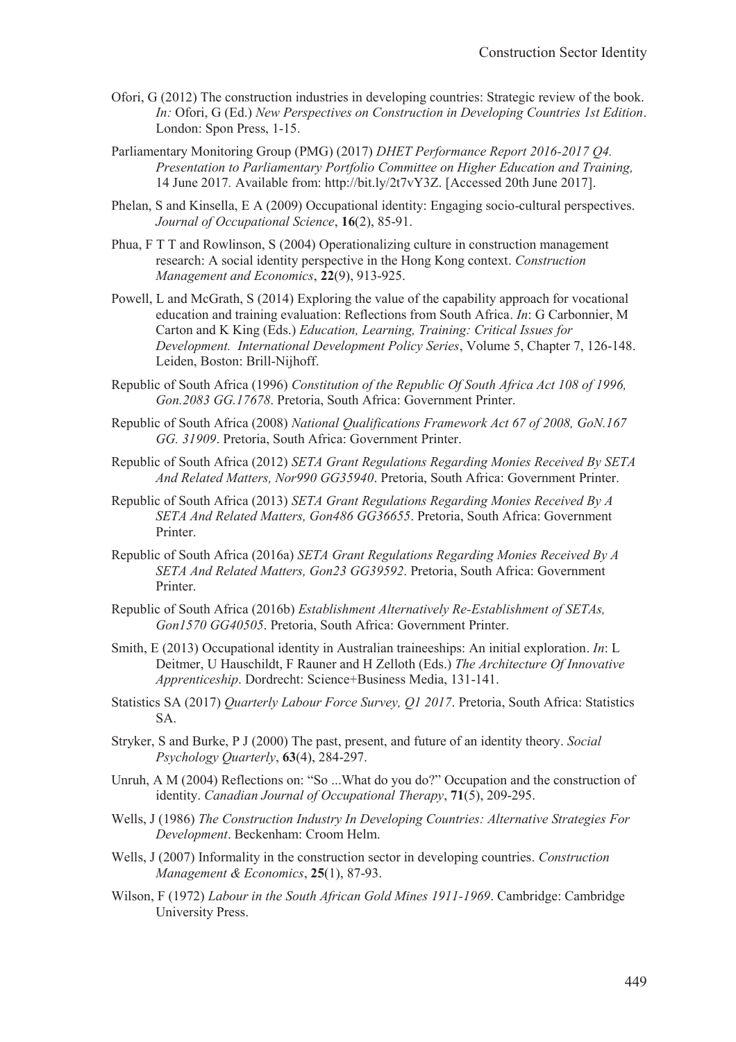Ofori, G (2012) The construction industries in developing countries: Strategic review of the book. *In:* Ofori, G (Ed.) *New Perspectives on Construction in Developing Countries 1st Edition*. London: Spon Press, 1-15.

Parliamentary Monitoring Group (PMG) (2017) *DHET Performance Report 2016-2017 Q4. Presentation to Parliamentary Portfolio Committee on Higher Education and Training,* 14 June 2017*.* Available from: http://bit.ly/2t7vY3Z. [Accessed 20th June 2017].

Phelan, S and Kinsella, E A (2009) Occupational identity: Engaging socio-cultural perspectives. *Journal of Occupational Science*, **16**(2), 85-91.

Phua, F T T and Rowlinson, S (2004) Operationalizing culture in construction management research: A social identity perspective in the Hong Kong context. *Construction Management and Economics*, **22**(9), 913-925.

Powell, L and McGrath, S (2014) Exploring the value of the capability approach for vocational education and training evaluation: Reflections from South Africa. *In*: G Carbonnier, M Carton and K King (Eds.) *Education, Learning, Training: Critical Issues for Development. International Development Policy Series*, Volume 5, Chapter 7, 126-148. Leiden, Boston: Brill-Nijhoff.

Republic of South Africa (1996) *Constitution of the Republic Of South Africa Act 108 of 1996, Gon.2083 GG.17678*. Pretoria, South Africa: Government Printer.

Republic of South Africa (2008) *National Qualifications Framework Act 67 of 2008, GoN.167 GG. 31909*. Pretoria, South Africa: Government Printer.

Republic of South Africa (2012) *SETA Grant Regulations Regarding Monies Received By SETA And Related Matters, Nor990 GG35940*. Pretoria, South Africa: Government Printer.

Republic of South Africa (2013) *SETA Grant Regulations Regarding Monies Received By A SETA And Related Matters, Gon486 GG36655*. Pretoria, South Africa: Government Printer.

Republic of South Africa (2016a) *SETA Grant Regulations Regarding Monies Received By A SETA And Related Matters, Gon23 GG39592*. Pretoria, South Africa: Government Printer.

Republic of South Africa (2016b) *Establishment Alternatively Re-Establishment of SETAs, Gon1570 GG40505*. Pretoria, South Africa: Government Printer.

Smith, E (2013) Occupational identity in Australian traineeships: An initial exploration. *In*: L Deitmer, U Hauschildt, F Rauner and H Zelloth (Eds.) *The Architecture Of Innovative Apprenticeship*. Dordrecht: Science+Business Media, 131-141.

Statistics SA (2017) *Quarterly Labour Force Survey, Q1 2017*. Pretoria, South Africa: Statistics SA.

Stryker, S and Burke, P J (2000) The past, present, and future of an identity theory. *Social Psychology Quarterly*, **63**(4), 284-297.

Unruh, A M (2004) Reflections on: "So ...What do you do?" Occupation and the construction of identity. *Canadian Journal of Occupational Therapy*, **71**(5), 209-295.

Wells, J (1986) *The Construction Industry In Developing Countries: Alternative Strategies For Development*. Beckenham: Croom Helm.

Wells, J (2007) Informality in the construction sector in developing countries. *Construction Management & Economics*, **25**(1), 87-93.

Wilson, F (1972) *Labour in the South African Gold Mines 1911-1969*. Cambridge: Cambridge University Press.